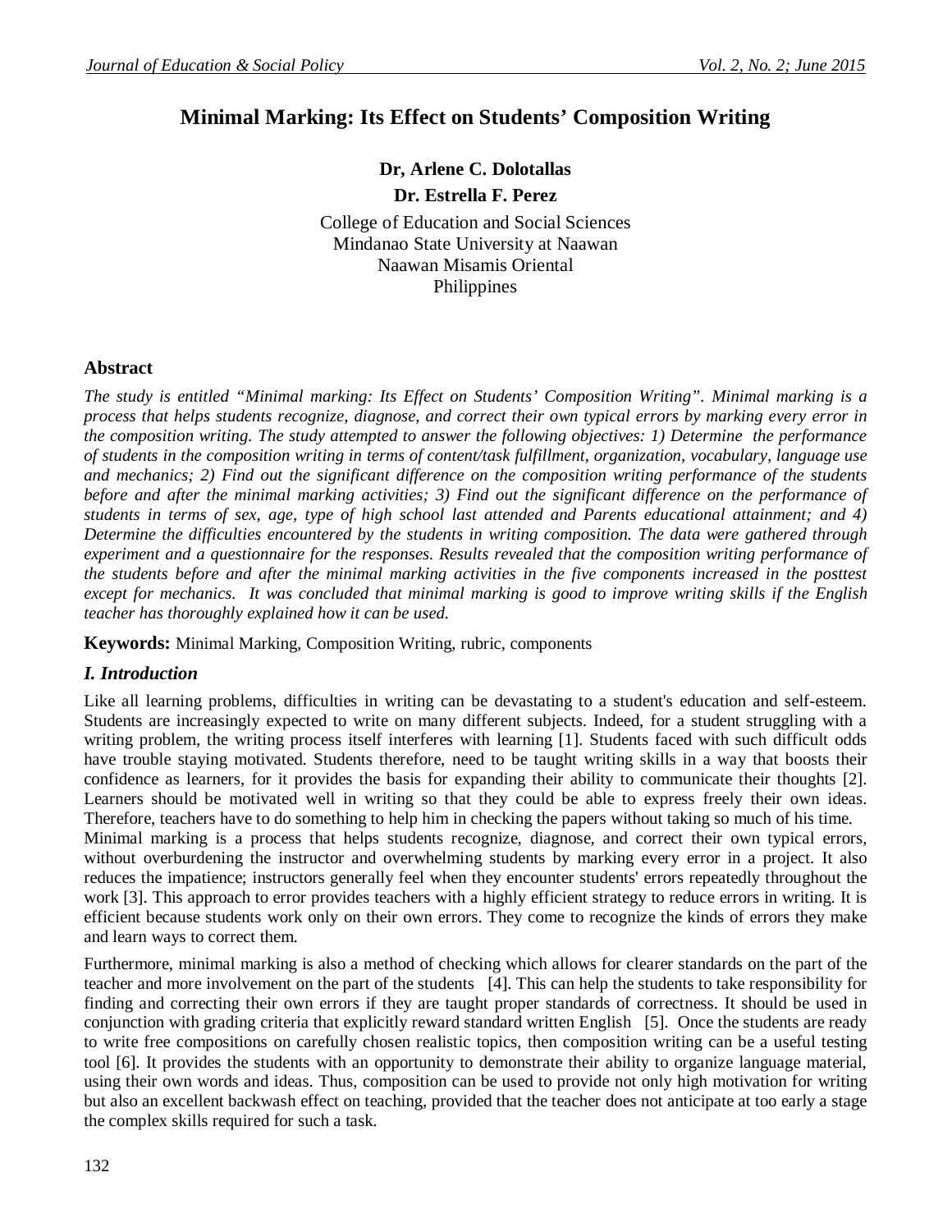# Minimal Marking: Its Effect on Students' Composition Writing

**Dr, Arlene C. Dolotallas**

**Dr. Estrella F. Perez**

College of Education and Social Sciences
Mindanao State University at Naawan
Naawan Misamis Oriental
Philippines

## Abstract

*The study is entitled "Minimal marking: Its Effect on Students' Composition Writing". Minimal marking is a process that helps students recognize, diagnose, and correct their own typical errors by marking every error in the composition writing. The study attempted to answer the following objectives: 1) Determine the performance of students in the composition writing in terms of content/task fulfillment, organization, vocabulary, language use and mechanics; 2) Find out the significant difference on the composition writing performance of the students before and after the minimal marking activities; 3) Find out the significant difference on the performance of students in terms of sex, age, type of high school last attended and Parents educational attainment; and 4) Determine the difficulties encountered by the students in writing composition. The data were gathered through experiment and a questionnaire for the responses. Results revealed that the composition writing performance of the students before and after the minimal marking activities in the five components increased in the posttest except for mechanics. It was concluded that minimal marking is good to improve writing skills if the English teacher has thoroughly explained how it can be used.*

**Keywords:** Minimal Marking, Composition Writing, rubric, components

## *I. Introduction*

Like all learning problems, difficulties in writing can be devastating to a student's education and self-esteem. Students are increasingly expected to write on many different subjects. Indeed, for a student struggling with a writing problem, the writing process itself interferes with learning [1]. Students faced with such difficult odds have trouble staying motivated. Students therefore, need to be taught writing skills in a way that boosts their confidence as learners, for it provides the basis for expanding their ability to communicate their thoughts [2]. Learners should be motivated well in writing so that they could be able to express freely their own ideas. Therefore, teachers have to do something to help him in checking the papers without taking so much of his time.
Minimal marking is a process that helps students recognize, diagnose, and correct their own typical errors, without overburdening the instructor and overwhelming students by marking every error in a project. It also reduces the impatience; instructors generally feel when they encounter students' errors repeatedly throughout the work [3]. This approach to error provides teachers with a highly efficient strategy to reduce errors in writing. It is efficient because students work only on their own errors. They come to recognize the kinds of errors they make and learn ways to correct them.

Furthermore, minimal marking is also a method of checking which allows for clearer standards on the part of the teacher and more involvement on the part of the students [4]. This can help the students to take responsibility for finding and correcting their own errors if they are taught proper standards of correctness. It should be used in conjunction with grading criteria that explicitly reward standard written English [5]. Once the students are ready to write free compositions on carefully chosen realistic topics, then composition writing can be a useful testing tool [6]. It provides the students with an opportunity to demonstrate their ability to organize language material, using their own words and ideas. Thus, composition can be used to provide not only high motivation for writing but also an excellent backwash effect on teaching, provided that the teacher does not anticipate at too early a stage the complex skills required for such a task.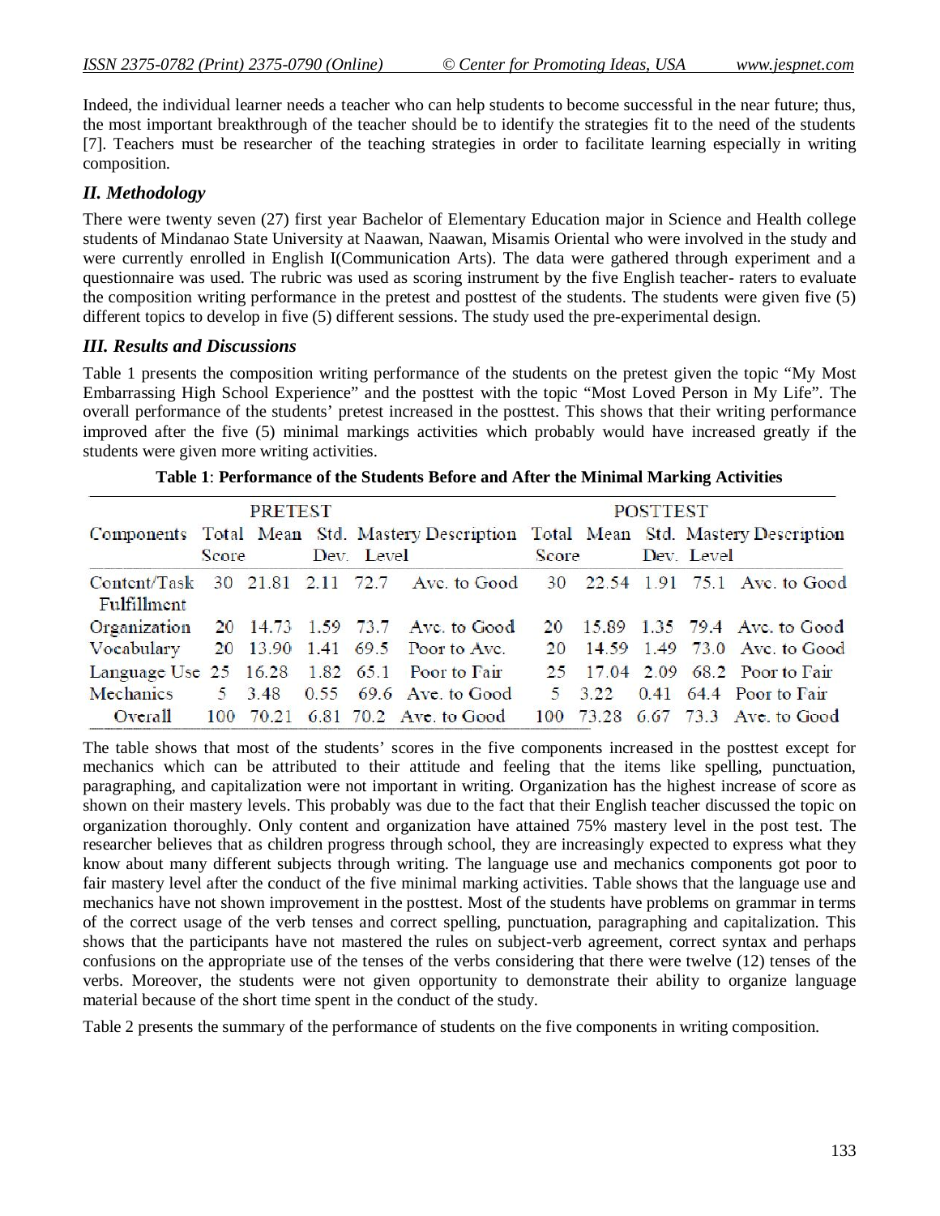Indeed, the individual learner needs a teacher who can help students to become successful in the near future; thus, the most important breakthrough of the teacher should be to identify the strategies fit to the need of the students [7]. Teachers must be researcher of the teaching strategies in order to facilitate learning especially in writing composition.

### *II. Methodology*

There were twenty seven (27) first year Bachelor of Elementary Education major in Science and Health college students of Mindanao State University at Naawan, Naawan, Misamis Oriental who were involved in the study and were currently enrolled in English I(Communication Arts). The data were gathered through experiment and a questionnaire was used. The rubric was used as scoring instrument by the five English teacher- raters to evaluate the composition writing performance in the pretest and posttest of the students. The students were given five (5) different topics to develop in five (5) different sessions. The study used the pre-experimental design.

### *III. Results and Discussions*

Table 1 presents the composition writing performance of the students on the pretest given the topic "My Most Embarrassing High School Experience" and the posttest with the topic "Most Loved Person in My Life". The overall performance of the students' pretest increased in the posttest. This shows that their writing performance improved after the five (5) minimal markings activities which probably would have increased greatly if the students were given more writing activities.

**Table 1**: **Performance of the Students Before and After the Minimal Marking Activities**

| | PRETEST | | | | | POSTTEST | | | | |
|---|---|---|---|---|---|---|---|---|---|---|
| Components | Total Score | Mean | Std. Dev. | Mastery Level | Description | Total Score | Mean | Std. Dev. | Mastery Level | Description |
| Content/Task Fulfillment | 30 | 21.81 | 2.11 | 72.7 | Ave. to Good | 30 | 22.54 | 1.91 | 75.1 | Ave. to Good |
| Organization | 20 | 14.73 | 1.59 | 73.7 | Ave. to Good | 20 | 15.89 | 1.35 | 79.4 | Ave. to Good |
| Vocabulary | 20 | 13.90 | 1.41 | 69.5 | Poor to Ave. | 20 | 14.59 | 1.49 | 73.0 | Ave. to Good |
| Language Use | 25 | 16.28 | 1.82 | 65.1 | Poor to Fair | 25 | 17.04 | 2.09 | 68.2 | Poor to Fair |
| Mechanics | 5 | 3.48 | 0.55 | 69.6 | Ave. to Good | 5 | 3.22 | 0.41 | 64.4 | Poor to Fair |
| Overall | 100 | 70.21 | 6.81 | 70.2 | Ave. to Good | 100 | 73.28 | 6.67 | 73.3 | Ave. to Good |

The table shows that most of the students' scores in the five components increased in the posttest except for mechanics which can be attributed to their attitude and feeling that the items like spelling, punctuation, paragraphing, and capitalization were not important in writing. Organization has the highest increase of score as shown on their mastery levels. This probably was due to the fact that their English teacher discussed the topic on organization thoroughly. Only content and organization have attained 75% mastery level in the post test. The researcher believes that as children progress through school, they are increasingly expected to express what they know about many different subjects through writing. The language use and mechanics components got poor to fair mastery level after the conduct of the five minimal marking activities. Table shows that the language use and mechanics have not shown improvement in the posttest. Most of the students have problems on grammar in terms of the correct usage of the verb tenses and correct spelling, punctuation, paragraphing and capitalization. This shows that the participants have not mastered the rules on subject-verb agreement, correct syntax and perhaps confusions on the appropriate use of the tenses of the verbs considering that there were twelve (12) tenses of the verbs. Moreover, the students were not given opportunity to demonstrate their ability to organize language material because of the short time spent in the conduct of the study.

Table 2 presents the summary of the performance of students on the five components in writing composition.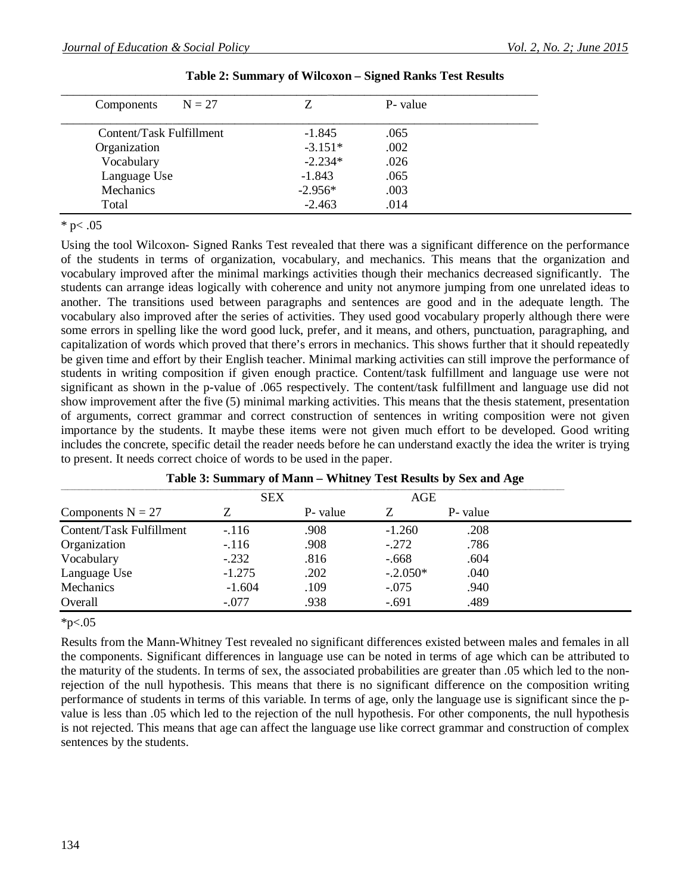**Table 2: Summary of Wilcoxon – Signed Ranks Test Results**

| Components N = 27 | Z | P- value |
|---|---|---|
| Content/Task Fulfillment | -1.845 | .065 |
| Organization | -3.151* | .002 |
| Vocabulary | -2.234* | .026 |
| Language Use | -1.843 | .065 |
| Mechanics | -2.956* | .003 |
| Total | -2.463 | .014 |

* p< .05

Using the tool Wilcoxon- Signed Ranks Test revealed that there was a significant difference on the performance of the students in terms of organization, vocabulary, and mechanics. This means that the organization and vocabulary improved after the minimal markings activities though their mechanics decreased significantly. The students can arrange ideas logically with coherence and unity not anymore jumping from one unrelated ideas to another. The transitions used between paragraphs and sentences are good and in the adequate length. The vocabulary also improved after the series of activities. They used good vocabulary properly although there were some errors in spelling like the word good luck, prefer, and it means, and others, punctuation, paragraphing, and capitalization of words which proved that there's errors in mechanics. This shows further that it should repeatedly be given time and effort by their English teacher. Minimal marking activities can still improve the performance of students in writing composition if given enough practice. Content/task fulfillment and language use were not significant as shown in the p-value of .065 respectively. The content/task fulfillment and language use did not show improvement after the five (5) minimal marking activities. This means that the thesis statement, presentation of arguments, correct grammar and correct construction of sentences in writing composition were not given importance by the students. It maybe these items were not given much effort to be developed. Good writing includes the concrete, specific detail the reader needs before he can understand exactly the idea the writer is trying to present. It needs correct choice of words to be used in the paper.

**Table 3: Summary of Mann – Whitney Test Results by Sex and Age**

| | SEX | | AGE | |
|---|---|---|---|---|
| Components N = 27 | Z | P- value | Z | P- value |
| Content/Task Fulfillment | -.116 | .908 | -1.260 | .208 |
| Organization | -.116 | .908 | -.272 | .786 |
| Vocabulary | -.232 | .816 | -.668 | .604 |
| Language Use | -1.275 | .202 | -.2.050* | .040 |
| Mechanics | -1.604 | .109 | -.075 | .940 |
| Overall | -.077 | .938 | -.691 | .489 |

*p<.05

Results from the Mann-Whitney Test revealed no significant differences existed between males and females in all the components. Significant differences in language use can be noted in terms of age which can be attributed to the maturity of the students. In terms of sex, the associated probabilities are greater than .05 which led to the non-rejection of the null hypothesis. This means that there is no significant difference on the composition writing performance of students in terms of this variable. In terms of age, only the language use is significant since the p-value is less than .05 which led to the rejection of the null hypothesis. For other components, the null hypothesis is not rejected. This means that age can affect the language use like correct grammar and construction of complex sentences by the students.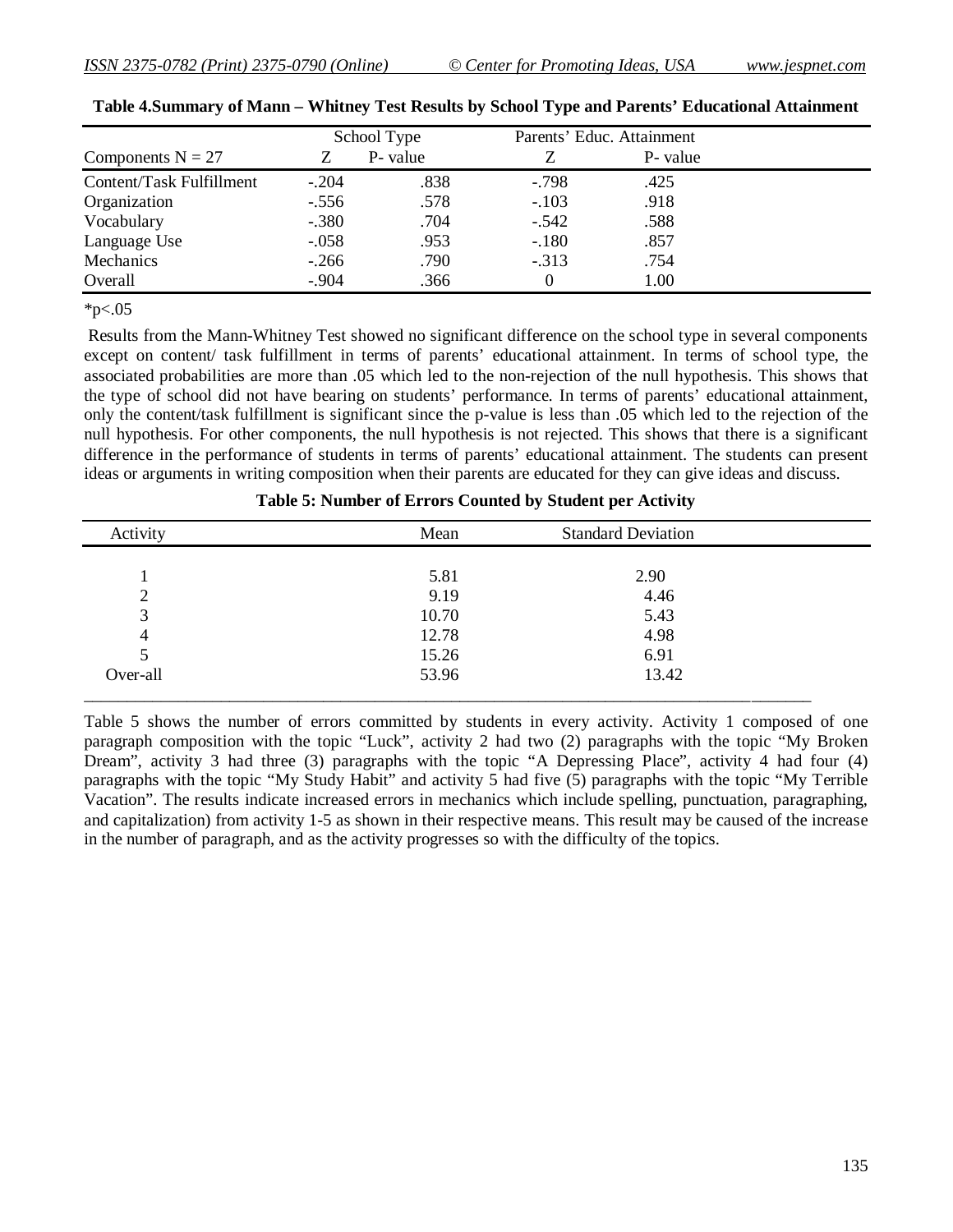**Table 4.Summary of Mann – Whitney Test Results by School Type and Parents' Educational Attainment**

| | School Type | | Parents' Educ. Attainment | |
|---|---|---|---|---|
| Components N = 27 | Z | P- value | Z | P- value |
| Content/Task Fulfillment | -.204 | .838 | -.798 | .425 |
| Organization | -.556 | .578 | -.103 | .918 |
| Vocabulary | -.380 | .704 | -.542 | .588 |
| Language Use | -.058 | .953 | -.180 | .857 |
| Mechanics | -.266 | .790 | -.313 | .754 |
| Overall | -.904 | .366 | 0 | 1.00 |

*p<.05

Results from the Mann-Whitney Test showed no significant difference on the school type in several components except on content/ task fulfillment in terms of parents' educational attainment. In terms of school type, the associated probabilities are more than .05 which led to the non-rejection of the null hypothesis. This shows that the type of school did not have bearing on students' performance. In terms of parents' educational attainment, only the content/task fulfillment is significant since the p-value is less than .05 which led to the rejection of the null hypothesis. For other components, the null hypothesis is not rejected. This shows that there is a significant difference in the performance of students in terms of parents' educational attainment. The students can present ideas or arguments in writing composition when their parents are educated for they can give ideas and discuss.

**Table 5: Number of Errors Counted by Student per Activity**

| Activity | Mean | Standard Deviation |
|---|---|---|
| 1 | 5.81 | 2.90 |
| 2 | 9.19 | 4.46 |
| 3 | 10.70 | 5.43 |
| 4 | 12.78 | 4.98 |
| 5 | 15.26 | 6.91 |
| Over-all | 53.96 | 13.42 |

Table 5 shows the number of errors committed by students in every activity. Activity 1 composed of one paragraph composition with the topic "Luck", activity 2 had two (2) paragraphs with the topic "My Broken Dream", activity 3 had three (3) paragraphs with the topic "A Depressing Place", activity 4 had four (4) paragraphs with the topic "My Study Habit" and activity 5 had five (5) paragraphs with the topic "My Terrible Vacation". The results indicate increased errors in mechanics which include spelling, punctuation, paragraphing, and capitalization) from activity 1-5 as shown in their respective means. This result may be caused of the increase in the number of paragraph, and as the activity progresses so with the difficulty of the topics.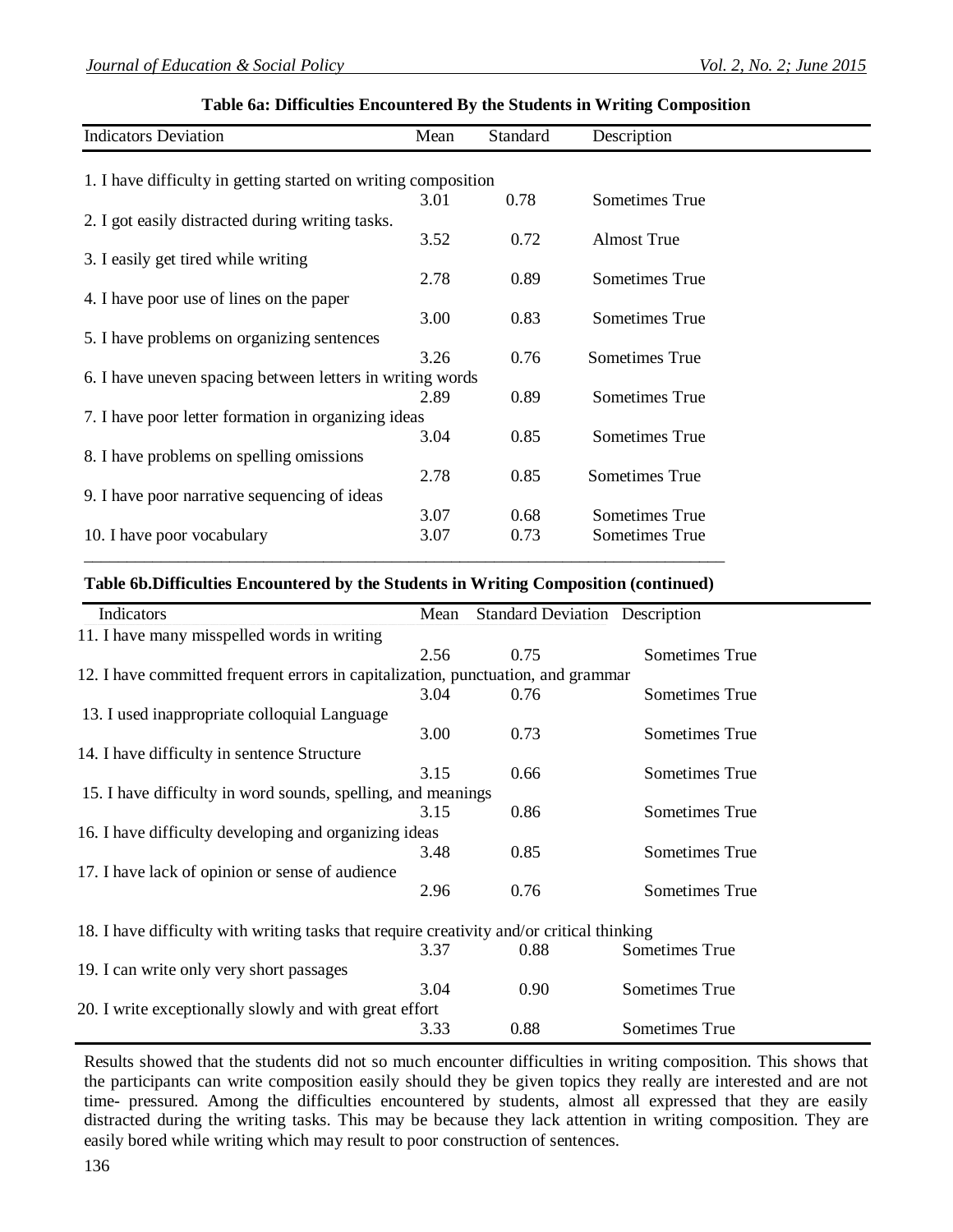**Table 6a: Difficulties Encountered By the Students in Writing Composition**

| Indicators Deviation | Mean | Standard | Description |
|---|---|---|---|
| 1. I have difficulty in getting started on writing composition | 3.01 | 0.78 | Sometimes True |
| 2. I got easily distracted during writing tasks. | 3.52 | 0.72 | Almost True |
| 3. I easily get tired while writing | 2.78 | 0.89 | Sometimes True |
| 4. I have poor use of lines on the paper | 3.00 | 0.83 | Sometimes True |
| 5. I have problems on organizing sentences | 3.26 | 0.76 | Sometimes True |
| 6. I have uneven spacing between letters in writing words | 2.89 | 0.89 | Sometimes True |
| 7. I have poor letter formation in organizing ideas | 3.04 | 0.85 | Sometimes True |
| 8. I have problems on spelling omissions | 2.78 | 0.85 | Sometimes True |
| 9. I have poor narrative sequencing of ideas | 3.07 | 0.68 | Sometimes True |
| 10. I have poor vocabulary | 3.07 | 0.73 | Sometimes True |

**Table 6b.Difficulties Encountered by the Students in Writing Composition (continued)**

| Indicators | Mean | Standard Deviation | Description |
|---|---|---|---|
| 11. I have many misspelled words in writing | 2.56 | 0.75 | Sometimes True |
| 12. I have committed frequent errors in capitalization, punctuation, and grammar | 3.04 | 0.76 | Sometimes True |
| 13. I used inappropriate colloquial Language | 3.00 | 0.73 | Sometimes True |
| 14. I have difficulty in sentence Structure | 3.15 | 0.66 | Sometimes True |
| 15. I have difficulty in word sounds, spelling, and meanings | 3.15 | 0.86 | Sometimes True |
| 16. I have difficulty developing and organizing ideas | 3.48 | 0.85 | Sometimes True |
| 17. I have lack of opinion or sense of audience | 2.96 | 0.76 | Sometimes True |
| 18. I have difficulty with writing tasks that require creativity and/or critical thinking | 3.37 | 0.88 | Sometimes True |
| 19. I can write only very short passages | 3.04 | 0.90 | Sometimes True |
| 20. I write exceptionally slowly and with great effort | 3.33 | 0.88 | Sometimes True |

Results showed that the students did not so much encounter difficulties in writing composition. This shows that the participants can write composition easily should they be given topics they really are interested and are not time- pressured. Among the difficulties encountered by students, almost all expressed that they are easily distracted during the writing tasks. This may be because they lack attention in writing composition. They are easily bored while writing which may result to poor construction of sentences.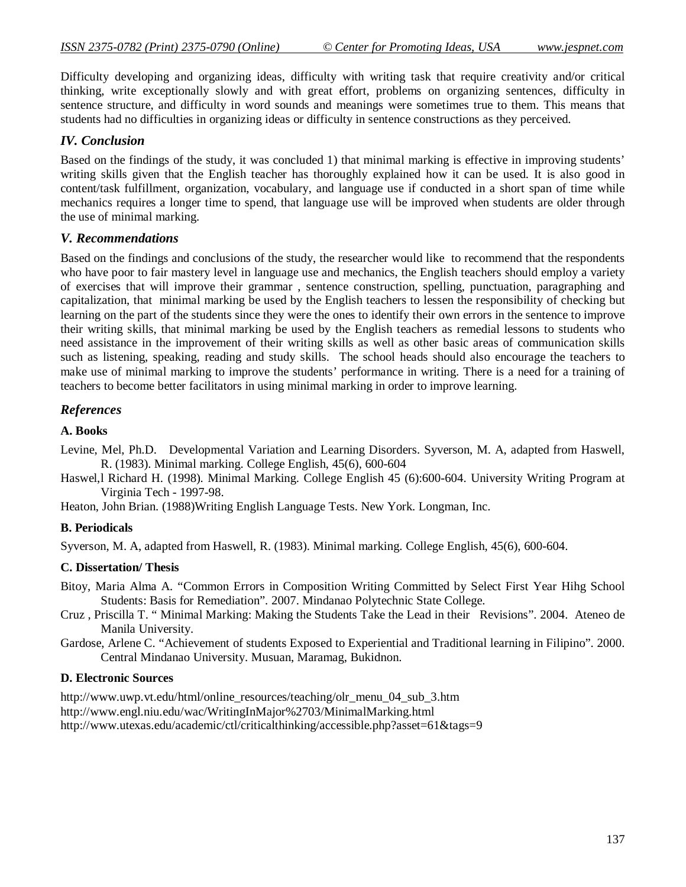Difficulty developing and organizing ideas, difficulty with writing task that require creativity and/or critical thinking, write exceptionally slowly and with great effort, problems on organizing sentences, difficulty in sentence structure, and difficulty in word sounds and meanings were sometimes true to them. This means that students had no difficulties in organizing ideas or difficulty in sentence constructions as they perceived.

## *IV. Conclusion*

Based on the findings of the study, it was concluded 1) that minimal marking is effective in improving students' writing skills given that the English teacher has thoroughly explained how it can be used. It is also good in content/task fulfillment, organization, vocabulary, and language use if conducted in a short span of time while mechanics requires a longer time to spend, that language use will be improved when students are older through the use of minimal marking.

## *V. Recommendations*

Based on the findings and conclusions of the study, the researcher would like to recommend that the respondents who have poor to fair mastery level in language use and mechanics, the English teachers should employ a variety of exercises that will improve their grammar , sentence construction, spelling, punctuation, paragraphing and capitalization, that minimal marking be used by the English teachers to lessen the responsibility of checking but learning on the part of the students since they were the ones to identify their own errors in the sentence to improve their writing skills, that minimal marking be used by the English teachers as remedial lessons to students who need assistance in the improvement of their writing skills as well as other basic areas of communication skills such as listening, speaking, reading and study skills. The school heads should also encourage the teachers to make use of minimal marking to improve the students' performance in writing. There is a need for a training of teachers to become better facilitators in using minimal marking in order to improve learning.

## *References*

### A. Books

Levine, Mel, Ph.D. Developmental Variation and Learning Disorders. Syverson, M. A, adapted from Haswell, R. (1983). Minimal marking. College English, 45(6), 600-604

Haswel,l Richard H. (1998). Minimal Marking. College English 45 (6):600-604. University Writing Program at Virginia Tech - 1997-98.

Heaton, John Brian. (1988)Writing English Language Tests. New York. Longman, Inc.

### B. Periodicals

Syverson, M. A, adapted from Haswell, R. (1983). Minimal marking. College English, 45(6), 600-604.

### C. Dissertation/ Thesis

Bitoy, Maria Alma A. "Common Errors in Composition Writing Committed by Select First Year Hihg School Students: Basis for Remediation". 2007. Mindanao Polytechnic State College.

Cruz , Priscilla T. " Minimal Marking: Making the Students Take the Lead in their Revisions". 2004. Ateneo de Manila University.

Gardose, Arlene C. "Achievement of students Exposed to Experiential and Traditional learning in Filipino". 2000. Central Mindanao University. Musuan, Maramag, Bukidnon.

### D. Electronic Sources

http://www.uwp.vt.edu/html/online_resources/teaching/olr_menu_04_sub_3.htm

http://www.engl.niu.edu/wac/WritingInMajor%2703/MinimalMarking.html

http://www.utexas.edu/academic/ctl/criticalthinking/accessible.php?asset=61&tags=9